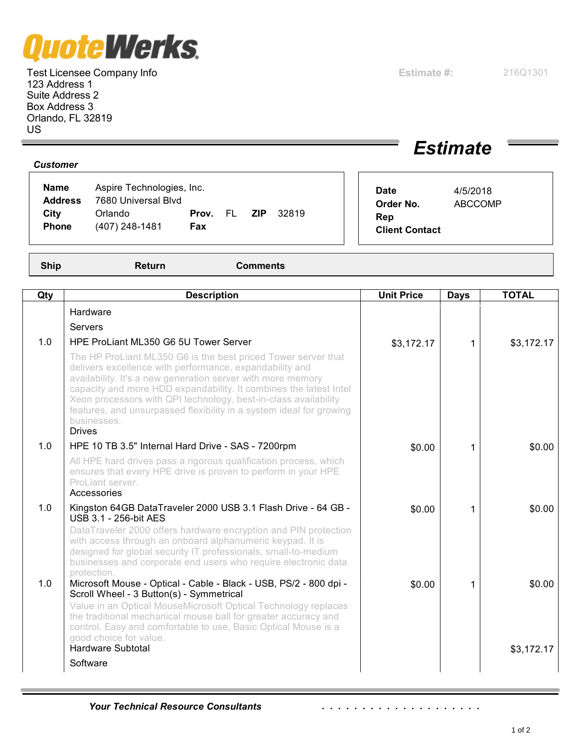# QuoteWerks

Test Licensee Company Info
123 Address 1
Suite Address 2
Box Address 3
Orlando, FL 32819
US

**Estimate #:** 216Q1301

## *Estimate*

***Customer***

| | | | | | |
|---|---|---|---|---|---|
| **Name** | Aspire Technologies, Inc. | | | | |
| **Address** | 7680 Universal Blvd | | | | |
| **City** | Orlando | **Prov.** | FL | **ZIP** | 32819 |
| **Phone** | (407) 248-1481 | **Fax** | | | |

| | |
|---|---|
| **Date** | 4/5/2018 |
| **Order No.** | ABCCOMP |
| **Rep** | |
| **Client Contact** | |

| Ship | Return | Comments |
|---|---|---|
| | | |

| Qty | Description | Unit Price | Days | TOTAL |
|---|---|---|---|---|
| | Hardware | | | |
| | Servers | | | |
| 1.0 | HPE ProLiant ML350 G6 5U Tower Server<br>The HP ProLiant ML350 G6 is the best priced Tower server that delivers excellence with performance, expandability and availability. It's a new generation server with more memory capacity and more HDD expandability. It combines the latest Intel Xeon processors with QPI technology, best-in-class availability features, and unsurpassed flexibility in a system ideal for growing businesses. | $3,172.17 | 1 | $3,172.17 |
| | Drives | | | |
| 1.0 | HPE 10 TB 3.5" Internal Hard Drive - SAS - 7200rpm<br>All HPE hard drives pass a rigorous qualification process, which ensures that every HPE drive is proven to perform in your HPE ProLiant server. | $0.00 | 1 | $0.00 |
| | Accessories | | | |
| 1.0 | Kingston 64GB DataTraveler 2000 USB 3.1 Flash Drive - 64 GB - USB 3.1 - 256-bit AES<br>DataTraveler 2000 offers hardware encryption and PIN protection with access through an onboard alphanumeric keypad. It is designed for global security IT professionals, small-to-medium businesses and corporate end users who require electronic data protection. | $0.00 | 1 | $0.00 |
| 1.0 | Microsoft Mouse - Optical - Cable - Black - USB, PS/2 - 800 dpi - Scroll Wheel - 3 Button(s) - Symmetrical<br>Value in an Optical MouseMicrosoft Optical Technology replaces the traditional mechanical mouse ball for greater accuracy and control. Easy and comfortable to use, Basic Optical Mouse is a good choice for value. | $0.00 | 1 | $0.00 |
| | Hardware Subtotal | | | $3,172.17 |
| | Software | | | |

***Your Technical Resource Consultants***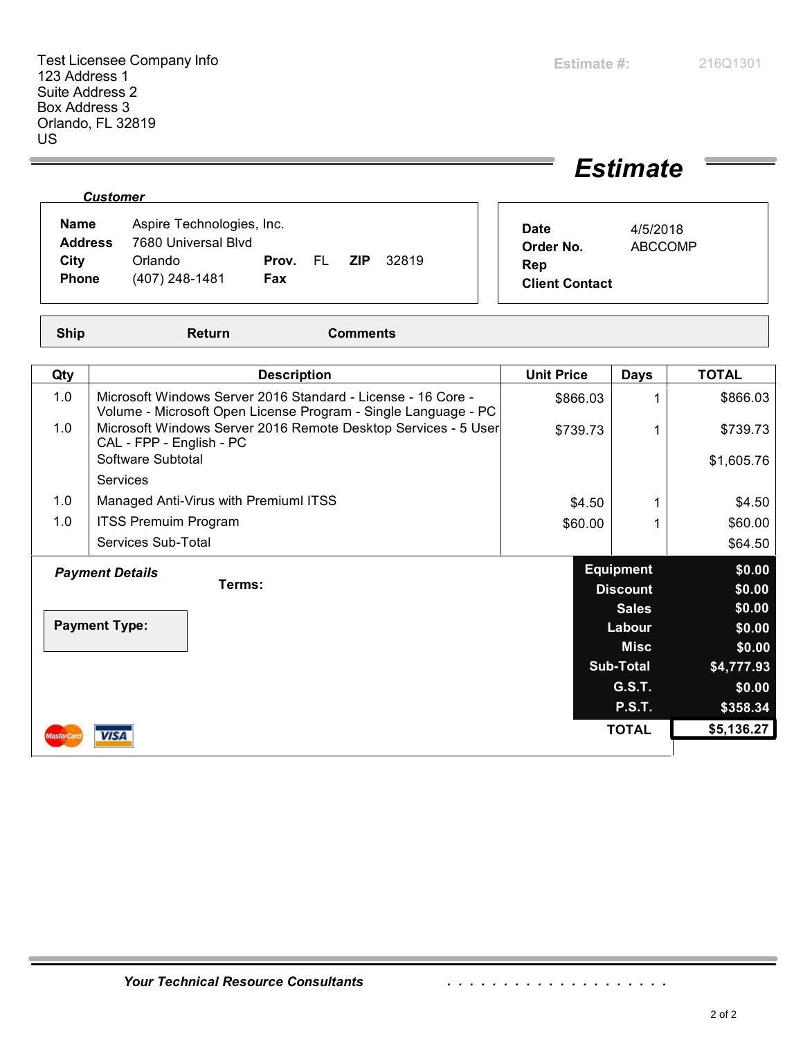Test Licensee Company Info
123 Address 1
Suite Address 2
Box Address 3
Orlando, FL 32819
US

**Estimate #:** 216Q1301

# *Estimate*

***Customer***

| | | | | | |
|---|---|---|---|---|---|
| **Name** | Aspire Technologies, Inc. | | | | |
| **Address** | 7680 Universal Blvd | | | | |
| **City** | Orlando | **Prov.** | FL | **ZIP** | 32819 |
| **Phone** | (407) 248-1481 | **Fax** | | | |

| | |
|---|---|
| **Date** | 4/5/2018 |
| **Order No.** | ABCCOMP |
| **Rep** | |
| **Client Contact** | |

| **Ship** | **Return** | **Comments** |
|---|---|---|
| | | |

| Qty | Description | Unit Price | Days | TOTAL |
|---|---|---|---|---|
| 1.0 | Microsoft Windows Server 2016 Standard - License - 16 Core - Volume - Microsoft Open License Program - Single Language - PC | $866.03 | 1 | $866.03 |
| 1.0 | Microsoft Windows Server 2016 Remote Desktop Services - 5 User CAL - FPP - English - PC | $739.73 | 1 | $739.73 |
| | Software Subtotal | | | $1,605.76 |
| | Services | | | |
| 1.0 | Managed Anti-Virus with Premiuml ITSS | $4.50 | 1 | $4.50 |
| 1.0 | ITSS Premuim Program | $60.00 | 1 | $60.00 |
| | Services Sub-Total | | | $64.50 |

***Payment Details***

**Terms:**

**Payment Type:**

| | |
|---|---|
| **Equipment** | $0.00 |
| **Discount** | $0.00 |
| **Sales** | $0.00 |
| **Labour** | $0.00 |
| **Misc** | $0.00 |
| **Sub-Total** | $4,777.93 |
| **G.S.T.** | $0.00 |
| **P.S.T.** | $358.34 |
| **TOTAL** | $5,136.27 |

MasterCard VISA

***Your Technical Resource Consultants***